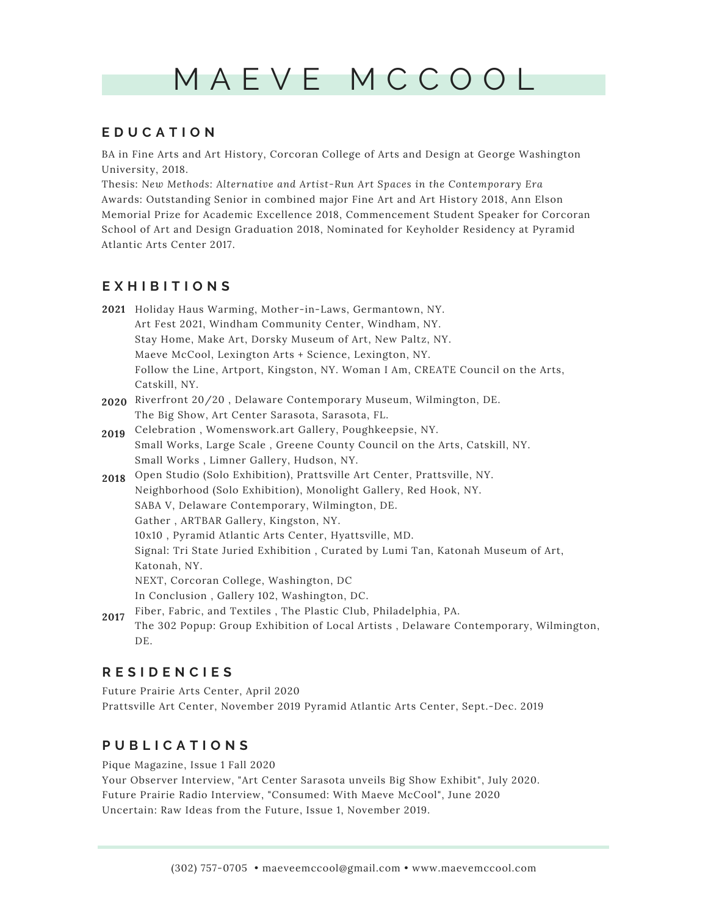# MAEVE MCCOOL

## EDUCATION

BA in Fine Arts and Art History, Corcoran College of Arts and Design at George Washington University, 2018.
Thesis: *New Methods: Alternative and Artist-Run Art Spaces in the Contemporary Era*
Awards: Outstanding Senior in combined major Fine Art and Art History 2018, Ann Elson Memorial Prize for Academic Excellence 2018, Commencement Student Speaker for Corcoran School of Art and Design Graduation 2018, Nominated for Keyholder Residency at Pyramid Atlantic Arts Center 2017.

## EXHIBITIONS

**2021**
Holiday Haus Warming, Mother-in-Laws, Germantown, NY.
Art Fest 2021, Windham Community Center, Windham, NY.
Stay Home, Make Art, Dorsky Museum of Art, New Paltz, NY.
Maeve McCool, Lexington Arts + Science, Lexington, NY.
Follow the Line, Artport, Kingston, NY. Woman I Am, CREATE Council on the Arts, Catskill, NY.

**2020**
Riverfront 20/20 , Delaware Contemporary Museum, Wilmington, DE.
The Big Show, Art Center Sarasota, Sarasota, FL.

**2019**
Celebration , Womenswork.art Gallery, Poughkeepsie, NY.
Small Works, Large Scale , Greene County Council on the Arts, Catskill, NY.
Small Works , Limner Gallery, Hudson, NY.

**2018**
Open Studio (Solo Exhibition), Prattsville Art Center, Prattsville, NY.
Neighborhood (Solo Exhibition), Monolight Gallery, Red Hook, NY.
SABA V, Delaware Contemporary, Wilmington, DE.
Gather , ARTBAR Gallery, Kingston, NY.
10x10 , Pyramid Atlantic Arts Center, Hyattsville, MD.
Signal: Tri State Juried Exhibition , Curated by Lumi Tan, Katonah Museum of Art, Katonah, NY.
NEXT, Corcoran College, Washington, DC
In Conclusion , Gallery 102, Washington, DC.

**2017**
Fiber, Fabric, and Textiles , The Plastic Club, Philadelphia, PA.
The 302 Popup: Group Exhibition of Local Artists , Delaware Contemporary, Wilmington, DE.

## RESIDENCIES

Future Prairie Arts Center, April 2020
Prattsville Art Center, November 2019 Pyramid Atlantic Arts Center, Sept.-Dec. 2019

## PUBLICATIONS

Pique Magazine, Issue 1 Fall 2020
Your Observer Interview, "Art Center Sarasota unveils Big Show Exhibit", July 2020.
Future Prairie Radio Interview, "Consumed: With Maeve McCool", June 2020
Uncertain: Raw Ideas from the Future, Issue 1, November 2019.

(302) 757-0705 • maeveemccool@gmail.com • www.maevemccool.com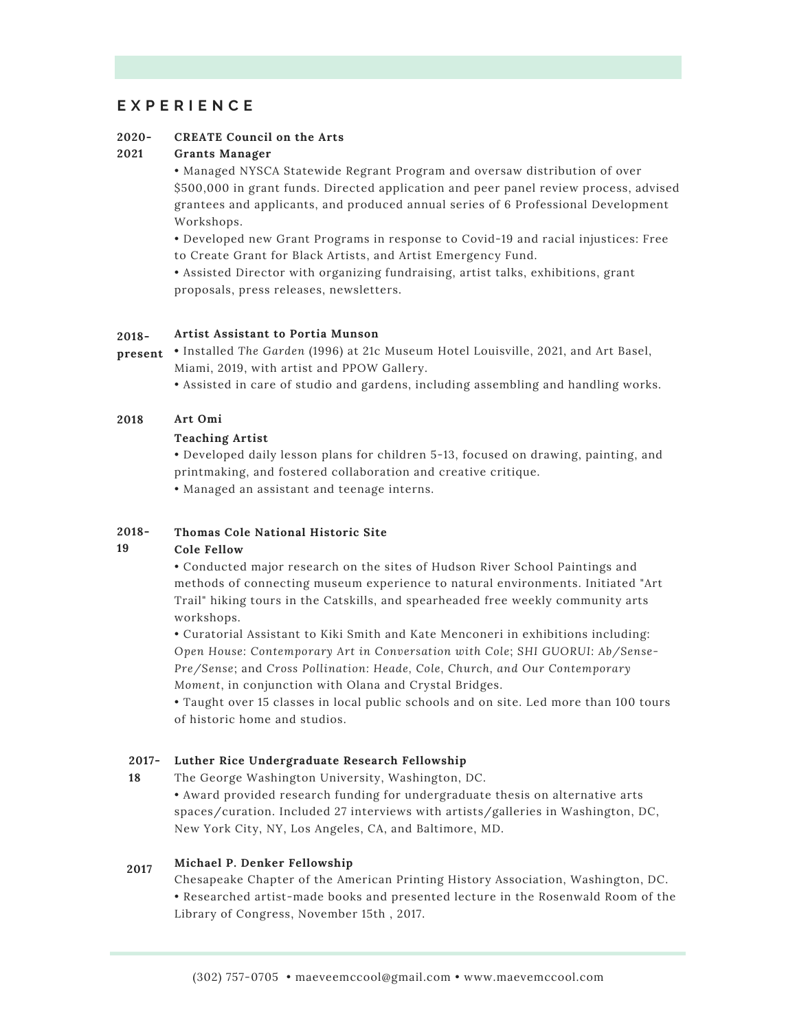## EXPERIENCE

**2020-2021** **CREATE Council on the Arts**
**Grants Manager**

- Managed NYSCA Statewide Regrant Program and oversaw distribution of over $500,000 in grant funds. Directed application and peer panel review process, advised grantees and applicants, and produced annual series of 6 Professional Development Workshops.
- Developed new Grant Programs in response to Covid-19 and racial injustices: Free to Create Grant for Black Artists, and Artist Emergency Fund.
- Assisted Director with organizing fundraising, artist talks, exhibitions, grant proposals, press releases, newsletters.

**2018-present** **Artist Assistant to Portia Munson**

- Installed *The Garden* (1996) at 21c Museum Hotel Louisville, 2021, and Art Basel, Miami, 2019, with artist and PPOW Gallery.
- Assisted in care of studio and gardens, including assembling and handling works.

**2018** **Art Omi**
**Teaching Artist**

- Developed daily lesson plans for children 5-13, focused on drawing, painting, and printmaking, and fostered collaboration and creative critique.
- Managed an assistant and teenage interns.

**2018-19** **Thomas Cole National Historic Site**
**Cole Fellow**

- Conducted major research on the sites of Hudson River School Paintings and methods of connecting museum experience to natural environments. Initiated "Art Trail" hiking tours in the Catskills, and spearheaded free weekly community arts workshops.
- Curatorial Assistant to Kiki Smith and Kate Menconeri in exhibitions including: *Open House: Contemporary Art in Conversation with Cole*; *SHI GUORUI: Ab/Sense-Pre/Sense*; and *Cross Pollination: Heade, Cole, Church, and Our Contemporary Moment*, in conjunction with Olana and Crystal Bridges.
- Taught over 15 classes in local public schools and on site. Led more than 100 tours of historic home and studios.

**2017-18** **Luther Rice Undergraduate Research Fellowship**
The George Washington University, Washington, DC.

- Award provided research funding for undergraduate thesis on alternative arts spaces/curation. Included 27 interviews with artists/galleries in Washington, DC, New York City, NY, Los Angeles, CA, and Baltimore, MD.

**2017** **Michael P. Denker Fellowship**
Chesapeake Chapter of the American Printing History Association, Washington, DC.

- Researched artist-made books and presented lecture in the Rosenwald Room of the Library of Congress, November 15th , 2017.

(302) 757-0705 • maeveemccool@gmail.com • www.maevemccool.com